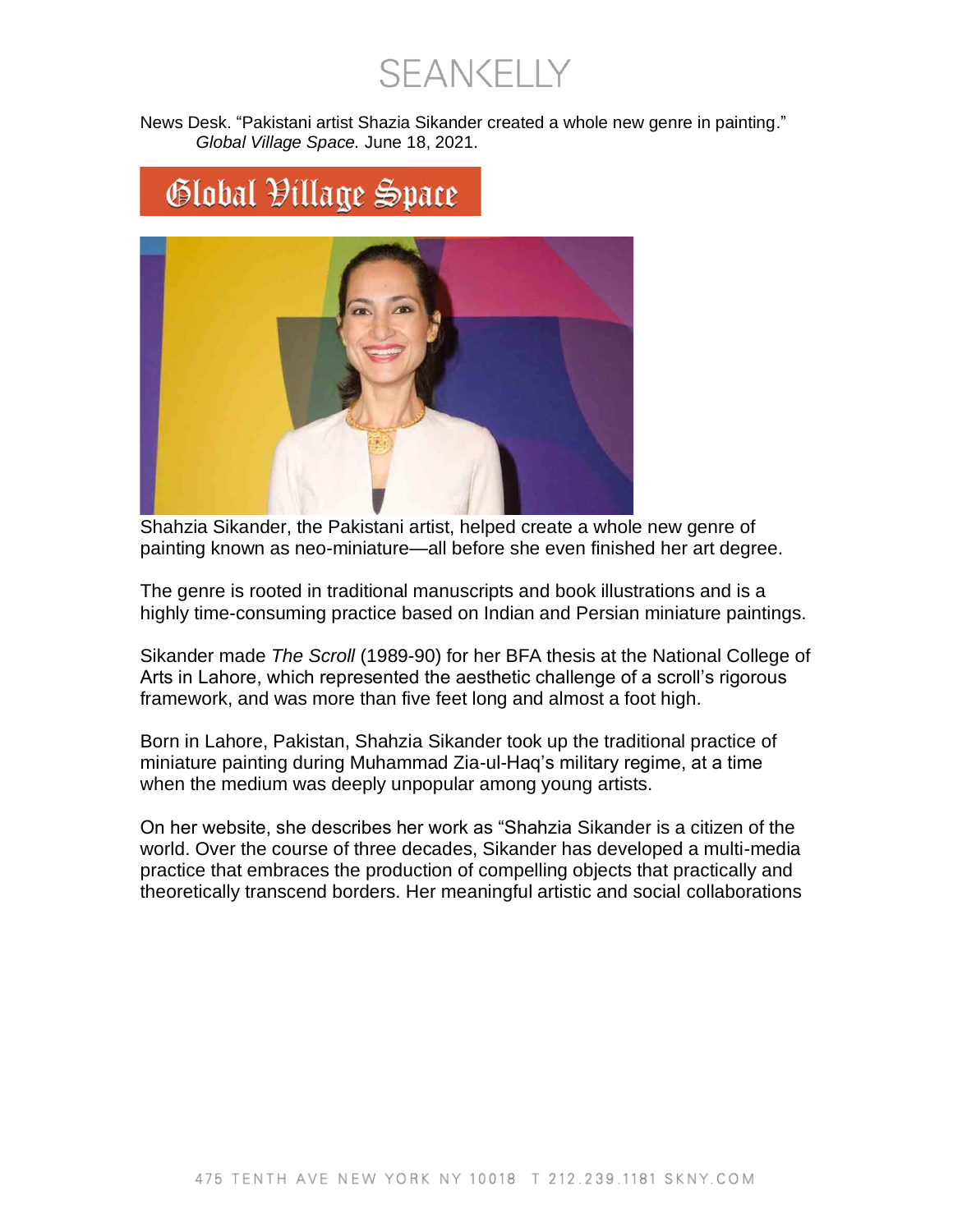News Desk. “Pakistani artist Shazia Sikander created a whole new genre in painting.” *Global Village Space.* June 18, 2021.

# Global Village Space

Shahzia Sikander, the Pakistani artist, helped create a whole new genre of painting known as neo-miniature—all before she even finished her art degree.

The genre is rooted in traditional manuscripts and book illustrations and is a highly time-consuming practice based on Indian and Persian miniature paintings.

Sikander made *The Scroll* (1989-90) for her BFA thesis at the National College of Arts in Lahore, which represented the aesthetic challenge of a scroll’s rigorous framework, and was more than five feet long and almost a foot high.

Born in Lahore, Pakistan, Shahzia Sikander took up the traditional practice of miniature painting during Muhammad Zia-ul-Haq’s military regime, at a time when the medium was deeply unpopular among young artists.

On her website, she describes her work as “Shahzia Sikander is a citizen of the world. Over the course of three decades, Sikander has developed a multi-media practice that embraces the production of compelling objects that practically and theoretically transcend borders. Her meaningful artistic and social collaborations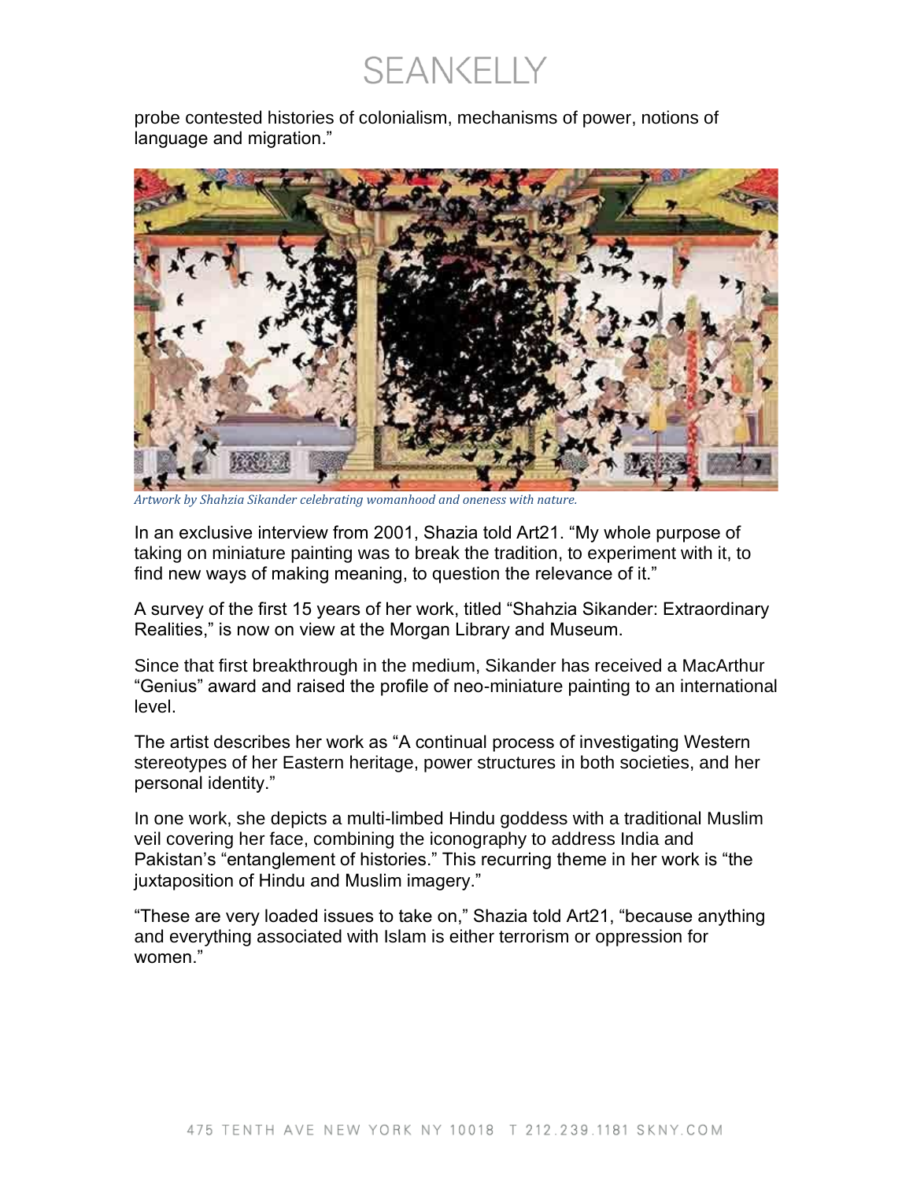probe contested histories of colonialism, mechanisms of power, notions of language and migration."

*Artwork by Shahzia Sikander celebrating womanhood and oneness with nature.*

In an exclusive interview from 2001, Shazia told Art21. "My whole purpose of taking on miniature painting was to break the tradition, to experiment with it, to find new ways of making meaning, to question the relevance of it."

A survey of the first 15 years of her work, titled "Shahzia Sikander: Extraordinary Realities," is now on view at the Morgan Library and Museum.

Since that first breakthrough in the medium, Sikander has received a MacArthur "Genius" award and raised the profile of neo-miniature painting to an international level.

The artist describes her work as "A continual process of investigating Western stereotypes of her Eastern heritage, power structures in both societies, and her personal identity."

In one work, she depicts a multi-limbed Hindu goddess with a traditional Muslim veil covering her face, combining the iconography to address India and Pakistan's "entanglement of histories." This recurring theme in her work is "the juxtaposition of Hindu and Muslim imagery."

"These are very loaded issues to take on," Shazia told Art21, "because anything and everything associated with Islam is either terrorism or oppression for women."